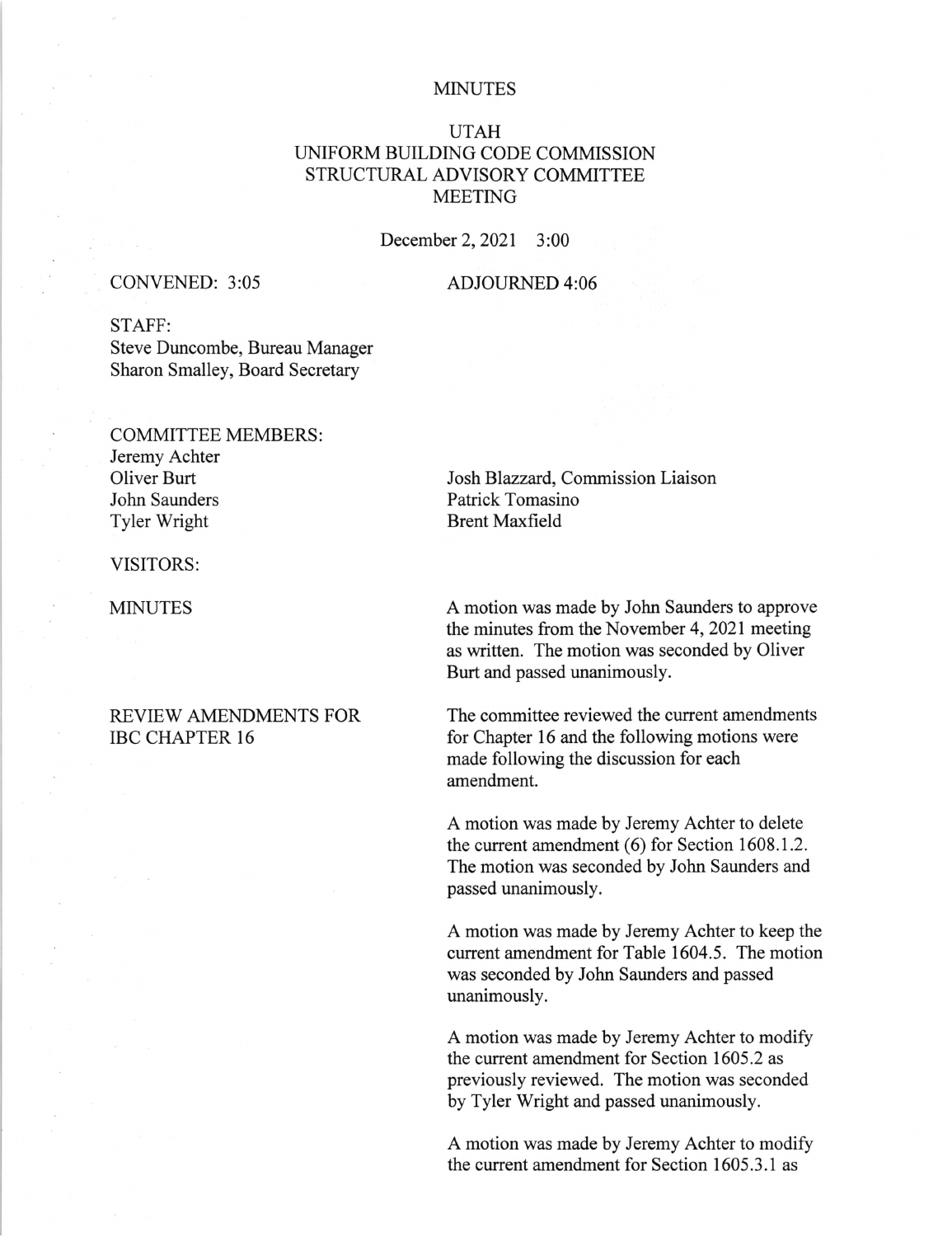MINUTES

UTAH
UNIFORM BUILDING CODE COMMISSION
STRUCTURAL ADVISORY COMMITTEE
MEETING

December 2, 2021 3:00

CONVENED: 3:05

ADJOURNED 4:06

STAFF:
Steve Duncombe, Bureau Manager
Sharon Smalley, Board Secretary

COMMITTEE MEMBERS:
Jeremy Achter
Oliver Burt
John Saunders
Tyler Wright
Josh Blazzard, Commission Liaison
Patrick Tomasino
Brent Maxfield

VISITORS:

MINUTES

A motion was made by John Saunders to approve the minutes from the November 4, 2021 meeting as written. The motion was seconded by Oliver Burt and passed unanimously.

REVIEW AMENDMENTS FOR IBC CHAPTER 16

The committee reviewed the current amendments for Chapter 16 and the following motions were made following the discussion for each amendment.

A motion was made by Jeremy Achter to delete the current amendment (6) for Section 1608.1.2. The motion was seconded by John Saunders and passed unanimously.

A motion was made by Jeremy Achter to keep the current amendment for Table 1604.5. The motion was seconded by John Saunders and passed unanimously.

A motion was made by Jeremy Achter to modify the current amendment for Section 1605.2 as previously reviewed. The motion was seconded by Tyler Wright and passed unanimously.

A motion was made by Jeremy Achter to modify the current amendment for Section 1605.3.1 as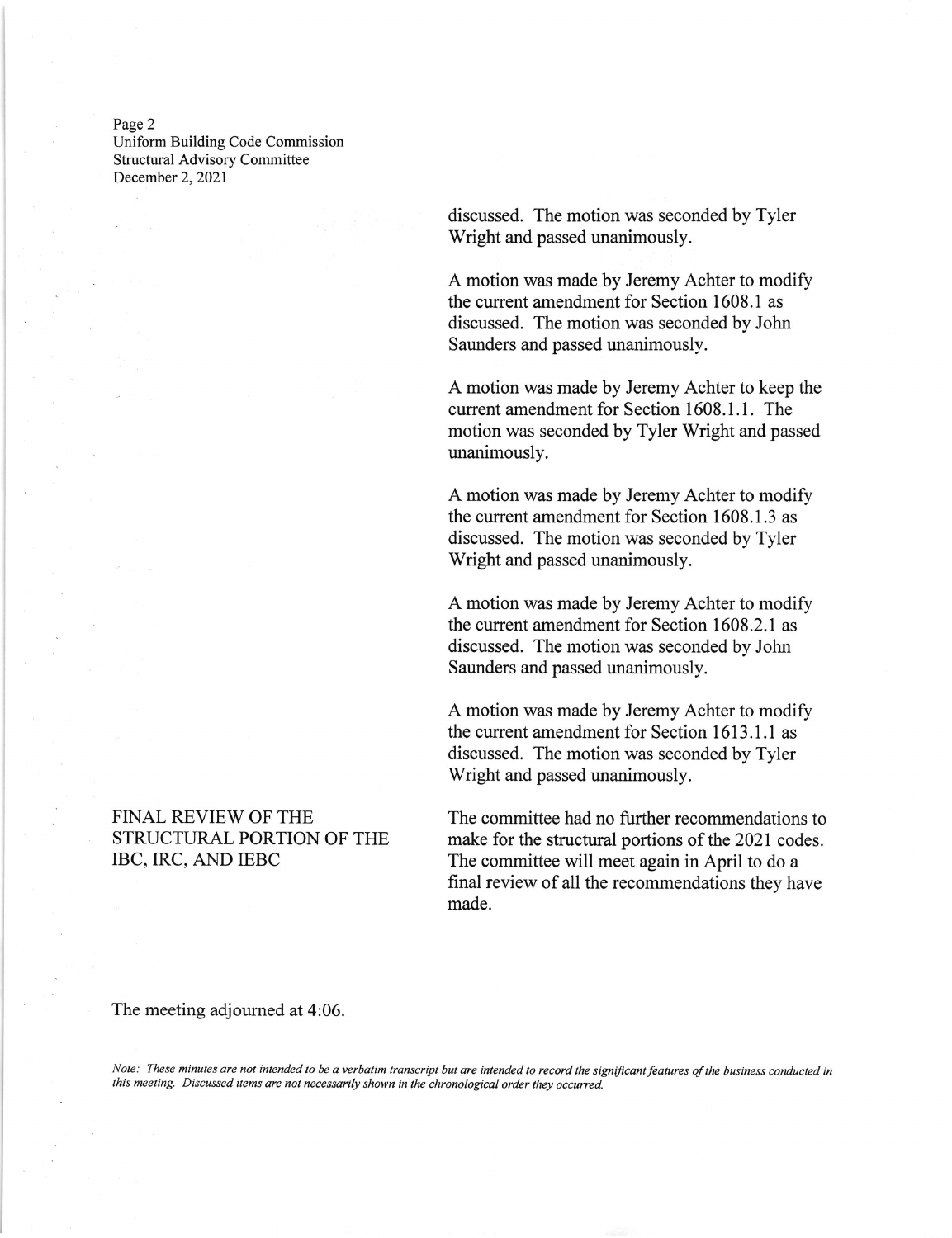discussed. The motion was seconded by Tyler Wright and passed unanimously.

A motion was made by Jeremy Achter to modify the current amendment for Section 1608.1 as discussed. The motion was seconded by John Saunders and passed unanimously.

A motion was made by Jeremy Achter to keep the current amendment for Section 1608.1.1. The motion was seconded by Tyler Wright and passed unanimously.

A motion was made by Jeremy Achter to modify the current amendment for Section 1608.1.3 as discussed. The motion was seconded by Tyler Wright and passed unanimously.

A motion was made by Jeremy Achter to modify the current amendment for Section 1608.2.1 as discussed. The motion was seconded by John Saunders and passed unanimously.

A motion was made by Jeremy Achter to modify the current amendment for Section 1613.1.1 as discussed. The motion was seconded by Tyler Wright and passed unanimously.

## FINAL REVIEW OF THE STRUCTURAL PORTION OF THE IBC, IRC, AND IEBC

The committee had no further recommendations to make for the structural portions of the 2021 codes. The committee will meet again in April to do a final review of all the recommendations they have made.

The meeting adjourned at 4:06.

*Note: These minutes are not intended to be a verbatim transcript but are intended to record the significant features of the business conducted in this meeting. Discussed items are not necessarily shown in the chronological order they occurred.*